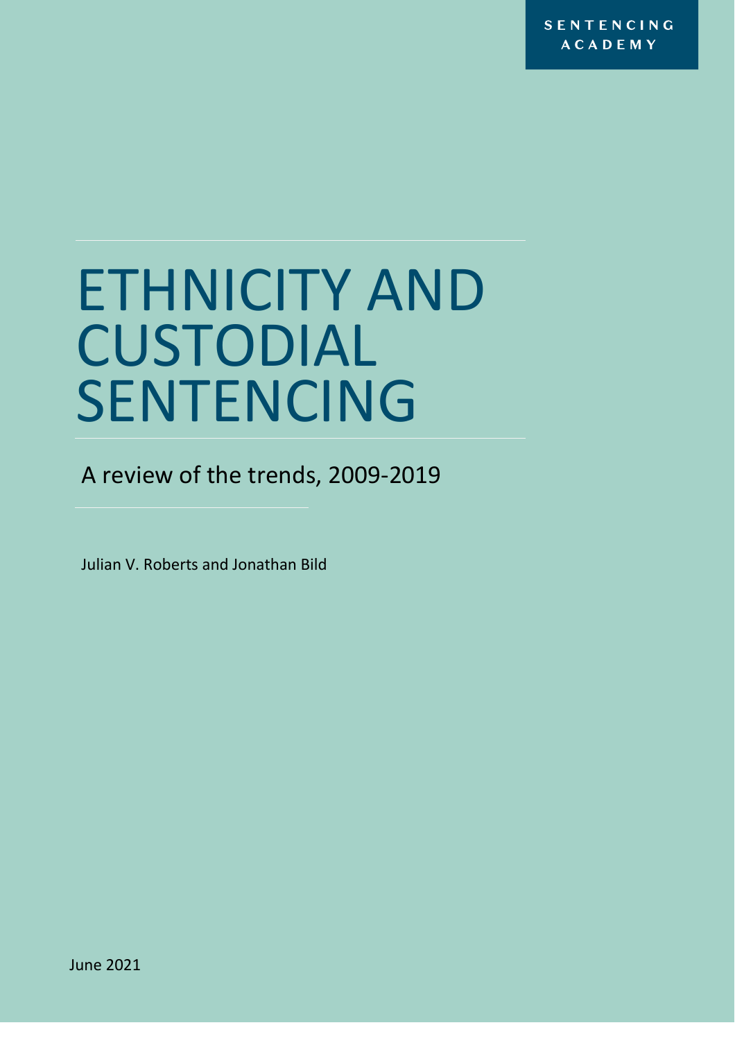SENTENCING ACADEMY

# ETHNICITY AND CUSTODIAL SENTENCING

## A review of the trends, 2009-2019

Julian V. Roberts and Jonathan Bild

June 2021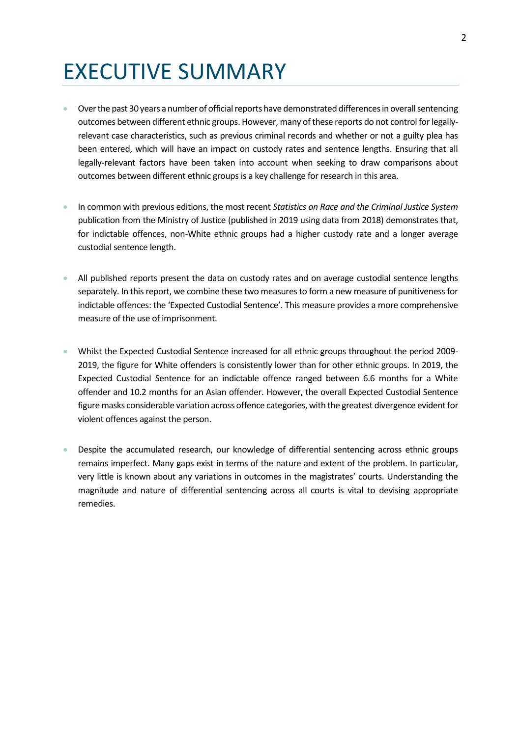# EXECUTIVE SUMMARY

- Over the past 30 years a number of official reports have demonstrated differences in overall sentencing outcomes between different ethnic groups. However, many of these reports do not control for legally-relevant case characteristics, such as previous criminal records and whether or not a guilty plea has been entered, which will have an impact on custody rates and sentence lengths. Ensuring that all legally-relevant factors have been taken into account when seeking to draw comparisons about outcomes between different ethnic groups is a key challenge for research in this area.

- In common with previous editions, the most recent *Statistics on Race and the Criminal Justice System* publication from the Ministry of Justice (published in 2019 using data from 2018) demonstrates that, for indictable offences, non-White ethnic groups had a higher custody rate and a longer average custodial sentence length.

- All published reports present the data on custody rates and on average custodial sentence lengths separately. In this report, we combine these two measures to form a new measure of punitiveness for indictable offences: the 'Expected Custodial Sentence'. This measure provides a more comprehensive measure of the use of imprisonment.

- Whilst the Expected Custodial Sentence increased for all ethnic groups throughout the period 2009-2019, the figure for White offenders is consistently lower than for other ethnic groups. In 2019, the Expected Custodial Sentence for an indictable offence ranged between 6.6 months for a White offender and 10.2 months for an Asian offender. However, the overall Expected Custodial Sentence figure masks considerable variation across offence categories, with the greatest divergence evident for violent offences against the person.

- Despite the accumulated research, our knowledge of differential sentencing across ethnic groups remains imperfect. Many gaps exist in terms of the nature and extent of the problem. In particular, very little is known about any variations in outcomes in the magistrates' courts. Understanding the magnitude and nature of differential sentencing across all courts is vital to devising appropriate remedies.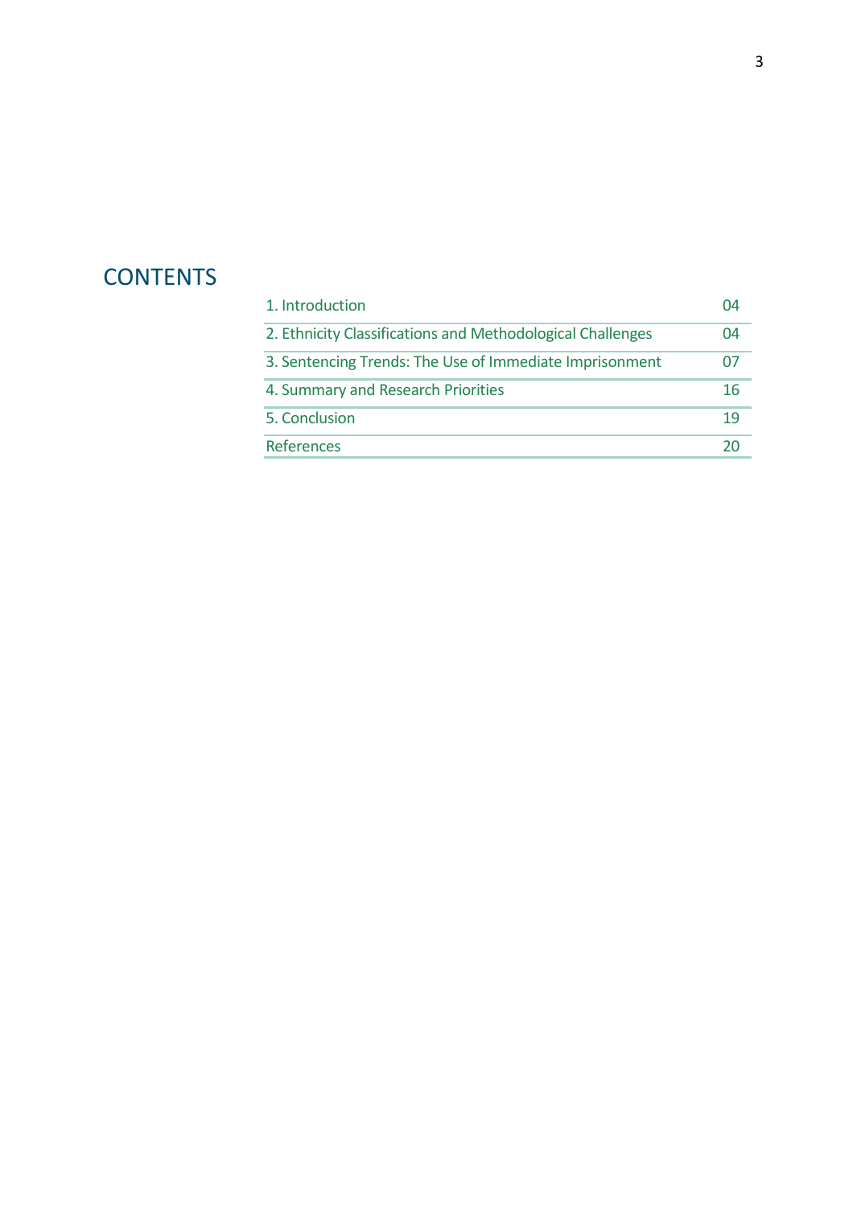# CONTENTS

| | |
|---|---|
| 1. Introduction | 04 |
| 2. Ethnicity Classifications and Methodological Challenges | 04 |
| 3. Sentencing Trends: The Use of Immediate Imprisonment | 07 |
| 4. Summary and Research Priorities | 16 |
| 5. Conclusion | 19 |
| References | 20 |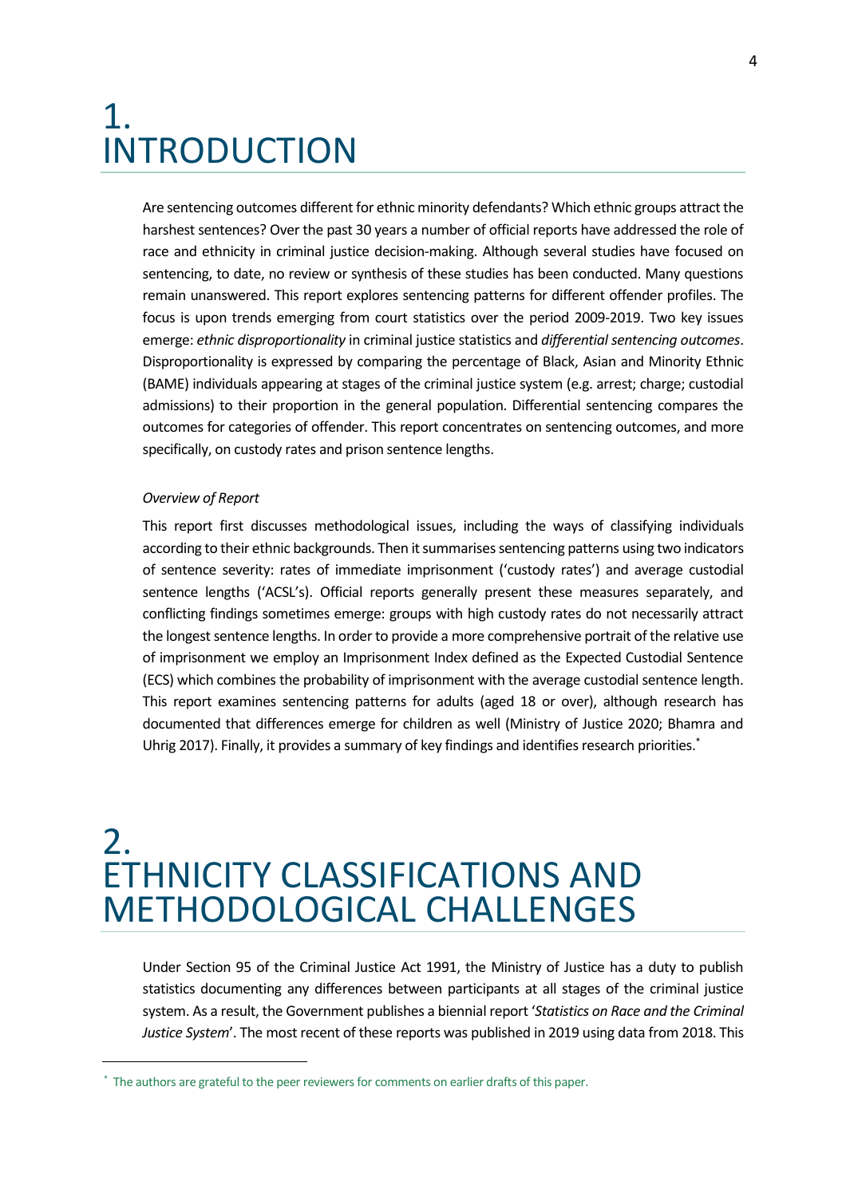# 1. INTRODUCTION

Are sentencing outcomes different for ethnic minority defendants? Which ethnic groups attract the harshest sentences? Over the past 30 years a number of official reports have addressed the role of race and ethnicity in criminal justice decision-making. Although several studies have focused on sentencing, to date, no review or synthesis of these studies has been conducted. Many questions remain unanswered. This report explores sentencing patterns for different offender profiles. The focus is upon trends emerging from court statistics over the period 2009-2019. Two key issues emerge: *ethnic disproportionality* in criminal justice statistics and *differential sentencing outcomes*. Disproportionality is expressed by comparing the percentage of Black, Asian and Minority Ethnic (BAME) individuals appearing at stages of the criminal justice system (e.g. arrest; charge; custodial admissions) to their proportion in the general population. Differential sentencing compares the outcomes for categories of offender. This report concentrates on sentencing outcomes, and more specifically, on custody rates and prison sentence lengths.

*Overview of Report*

This report first discusses methodological issues, including the ways of classifying individuals according to their ethnic backgrounds. Then it summarises sentencing patterns using two indicators of sentence severity: rates of immediate imprisonment ('custody rates') and average custodial sentence lengths ('ACSL's). Official reports generally present these measures separately, and conflicting findings sometimes emerge: groups with high custody rates do not necessarily attract the longest sentence lengths. In order to provide a more comprehensive portrait of the relative use of imprisonment we employ an Imprisonment Index defined as the Expected Custodial Sentence (ECS) which combines the probability of imprisonment with the average custodial sentence length. This report examines sentencing patterns for adults (aged 18 or over), although research has documented that differences emerge for children as well (Ministry of Justice 2020; Bhamra and Uhrig 2017). Finally, it provides a summary of key findings and identifies research priorities.[*]

# 2. ETHNICITY CLASSIFICATIONS AND METHODOLOGICAL CHALLENGES

Under Section 95 of the Criminal Justice Act 1991, the Ministry of Justice has a duty to publish statistics documenting any differences between participants at all stages of the criminal justice system. As a result, the Government publishes a biennial report '*Statistics on Race and the Criminal Justice System*'. The most recent of these reports was published in 2019 using data from 2018. This

[*] The authors are grateful to the peer reviewers for comments on earlier drafts of this paper.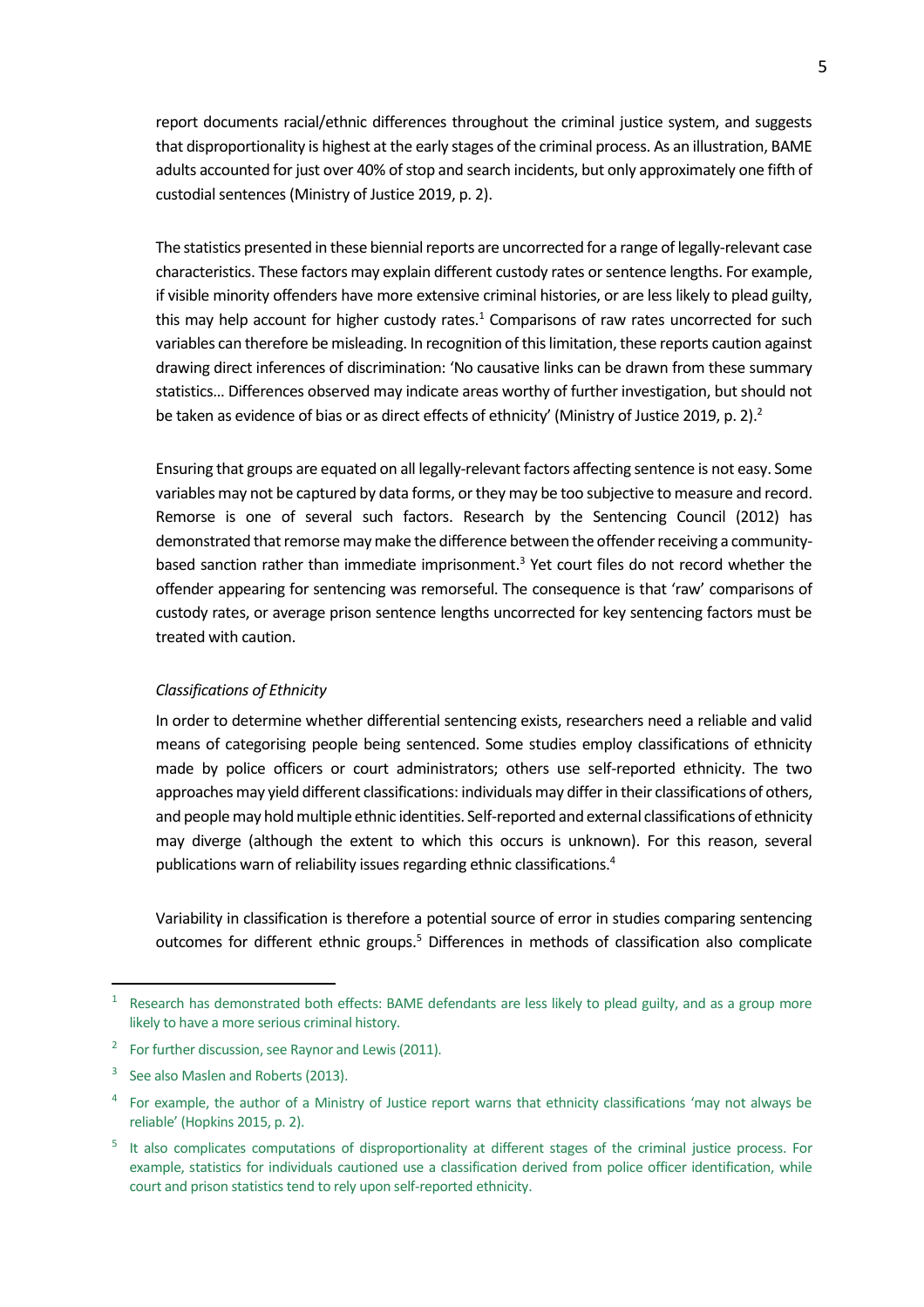report documents racial/ethnic differences throughout the criminal justice system, and suggests that disproportionality is highest at the early stages of the criminal process. As an illustration, BAME adults accounted for just over 40% of stop and search incidents, but only approximately one fifth of custodial sentences (Ministry of Justice 2019, p. 2).

The statistics presented in these biennial reports are uncorrected for a range of legally-relevant case characteristics. These factors may explain different custody rates or sentence lengths. For example, if visible minority offenders have more extensive criminal histories, or are less likely to plead guilty, this may help account for higher custody rates.[1] Comparisons of raw rates uncorrected for such variables can therefore be misleading. In recognition of this limitation, these reports caution against drawing direct inferences of discrimination: 'No causative links can be drawn from these summary statistics… Differences observed may indicate areas worthy of further investigation, but should not be taken as evidence of bias or as direct effects of ethnicity' (Ministry of Justice 2019, p. 2).[2]

Ensuring that groups are equated on all legally-relevant factors affecting sentence is not easy. Some variables may not be captured by data forms, or they may be too subjective to measure and record. Remorse is one of several such factors. Research by the Sentencing Council (2012) has demonstrated that remorse may make the difference between the offender receiving a community-based sanction rather than immediate imprisonment.[3] Yet court files do not record whether the offender appearing for sentencing was remorseful. The consequence is that 'raw' comparisons of custody rates, or average prison sentence lengths uncorrected for key sentencing factors must be treated with caution.

*Classifications of Ethnicity*

In order to determine whether differential sentencing exists, researchers need a reliable and valid means of categorising people being sentenced. Some studies employ classifications of ethnicity made by police officers or court administrators; others use self-reported ethnicity. The two approaches may yield different classifications: individuals may differ in their classifications of others, and people may hold multiple ethnic identities. Self-reported and external classifications of ethnicity may diverge (although the extent to which this occurs is unknown). For this reason, several publications warn of reliability issues regarding ethnic classifications.[4]

Variability in classification is therefore a potential source of error in studies comparing sentencing outcomes for different ethnic groups.[5] Differences in methods of classification also complicate

---

[1] Research has demonstrated both effects: BAME defendants are less likely to plead guilty, and as a group more likely to have a more serious criminal history.

[2] For further discussion, see Raynor and Lewis (2011).

[3] See also Maslen and Roberts (2013).

[4] For example, the author of a Ministry of Justice report warns that ethnicity classifications 'may not always be reliable' (Hopkins 2015, p. 2).

[5] It also complicates computations of disproportionality at different stages of the criminal justice process. For example, statistics for individuals cautioned use a classification derived from police officer identification, while court and prison statistics tend to rely upon self-reported ethnicity.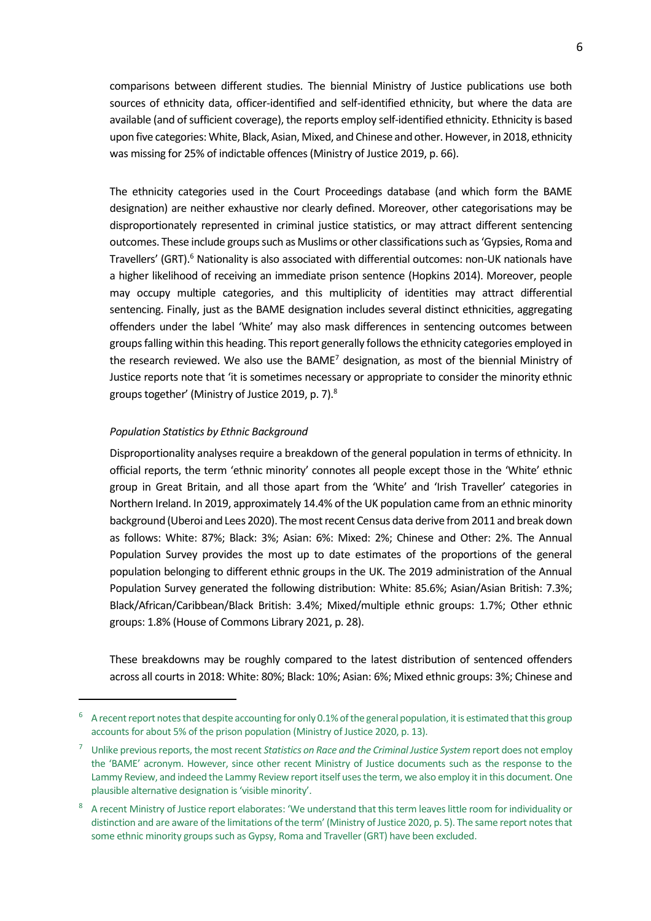comparisons between different studies. The biennial Ministry of Justice publications use both sources of ethnicity data, officer-identified and self-identified ethnicity, but where the data are available (and of sufficient coverage), the reports employ self-identified ethnicity. Ethnicity is based upon five categories: White, Black, Asian, Mixed, and Chinese and other. However, in 2018, ethnicity was missing for 25% of indictable offences (Ministry of Justice 2019, p. 66).

The ethnicity categories used in the Court Proceedings database (and which form the BAME designation) are neither exhaustive nor clearly defined. Moreover, other categorisations may be disproportionately represented in criminal justice statistics, or may attract different sentencing outcomes. These include groups such as Muslims or other classifications such as 'Gypsies, Roma and Travellers' (GRT).[6] Nationality is also associated with differential outcomes: non-UK nationals have a higher likelihood of receiving an immediate prison sentence (Hopkins 2014). Moreover, people may occupy multiple categories, and this multiplicity of identities may attract differential sentencing. Finally, just as the BAME designation includes several distinct ethnicities, aggregating offenders under the label 'White' may also mask differences in sentencing outcomes between groups falling within this heading. This report generally follows the ethnicity categories employed in the research reviewed. We also use the BAME[7] designation, as most of the biennial Ministry of Justice reports note that 'it is sometimes necessary or appropriate to consider the minority ethnic groups together' (Ministry of Justice 2019, p. 7).[8]

*Population Statistics by Ethnic Background*

Disproportionality analyses require a breakdown of the general population in terms of ethnicity. In official reports, the term 'ethnic minority' connotes all people except those in the 'White' ethnic group in Great Britain, and all those apart from the 'White' and 'Irish Traveller' categories in Northern Ireland. In 2019, approximately 14.4% of the UK population came from an ethnic minority background (Uberoi and Lees 2020). The most recent Census data derive from 2011 and break down as follows: White: 87%; Black: 3%; Asian: 6%: Mixed: 2%; Chinese and Other: 2%. The Annual Population Survey provides the most up to date estimates of the proportions of the general population belonging to different ethnic groups in the UK. The 2019 administration of the Annual Population Survey generated the following distribution: White: 85.6%; Asian/Asian British: 7.3%; Black/African/Caribbean/Black British: 3.4%; Mixed/multiple ethnic groups: 1.7%; Other ethnic groups: 1.8% (House of Commons Library 2021, p. 28).

These breakdowns may be roughly compared to the latest distribution of sentenced offenders across all courts in 2018: White: 80%; Black: 10%; Asian: 6%; Mixed ethnic groups: 3%; Chinese and

---

[6] A recent report notes that despite accounting for only 0.1% of the general population, it is estimated that this group accounts for about 5% of the prison population (Ministry of Justice 2020, p. 13).

[7] Unlike previous reports, the most recent *Statistics on Race and the Criminal Justice System* report does not employ the 'BAME' acronym. However, since other recent Ministry of Justice documents such as the response to the Lammy Review, and indeed the Lammy Review report itself uses the term, we also employ it in this document. One plausible alternative designation is 'visible minority'.

[8] A recent Ministry of Justice report elaborates: 'We understand that this term leaves little room for individuality or distinction and are aware of the limitations of the term' (Ministry of Justice 2020, p. 5). The same report notes that some ethnic minority groups such as Gypsy, Roma and Traveller (GRT) have been excluded.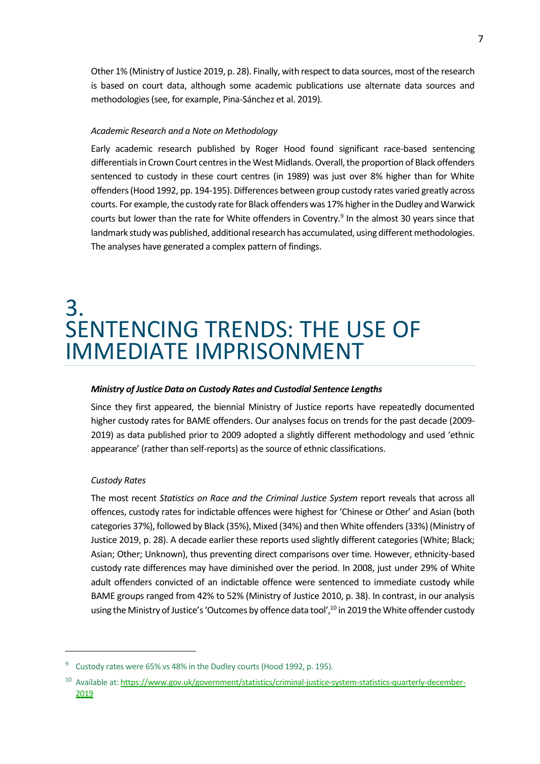Other 1% (Ministry of Justice 2019, p. 28). Finally, with respect to data sources, most of the research is based on court data, although some academic publications use alternate data sources and methodologies (see, for example, Pina-Sánchez et al. 2019).

*Academic Research and a Note on Methodology*

Early academic research published by Roger Hood found significant race-based sentencing differentials in Crown Court centres in the West Midlands. Overall, the proportion of Black offenders sentenced to custody in these court centres (in 1989) was just over 8% higher than for White offenders (Hood 1992, pp. 194-195). Differences between group custody rates varied greatly across courts. For example, the custody rate for Black offenders was 17% higher in the Dudley and Warwick courts but lower than the rate for White offenders in Coventry.[9] In the almost 30 years since that landmark study was published, additional research has accumulated, using different methodologies. The analyses have generated a complex pattern of findings.

# 3. SENTENCING TRENDS: THE USE OF IMMEDIATE IMPRISONMENT

***Ministry of Justice Data on Custody Rates and Custodial Sentence Lengths***

Since they first appeared, the biennial Ministry of Justice reports have repeatedly documented higher custody rates for BAME offenders. Our analyses focus on trends for the past decade (2009-2019) as data published prior to 2009 adopted a slightly different methodology and used 'ethnic appearance' (rather than self-reports) as the source of ethnic classifications.

*Custody Rates*

The most recent *Statistics on Race and the Criminal Justice System* report reveals that across all offences, custody rates for indictable offences were highest for 'Chinese or Other' and Asian (both categories 37%), followed by Black (35%), Mixed (34%) and then White offenders (33%) (Ministry of Justice 2019, p. 28). A decade earlier these reports used slightly different categories (White; Black; Asian; Other; Unknown), thus preventing direct comparisons over time. However, ethnicity-based custody rate differences may have diminished over the period. In 2008, just under 29% of White adult offenders convicted of an indictable offence were sentenced to immediate custody while BAME groups ranged from 42% to 52% (Ministry of Justice 2010, p. 38). In contrast, in our analysis using the Ministry of Justice's 'Outcomes by offence data tool',[10] in 2019 the White offender custody

---

[9] Custody rates were 65% vs 48% in the Dudley courts (Hood 1992, p. 195).

[10] Available at: https://www.gov.uk/government/statistics/criminal-justice-system-statistics-quarterly-december-2019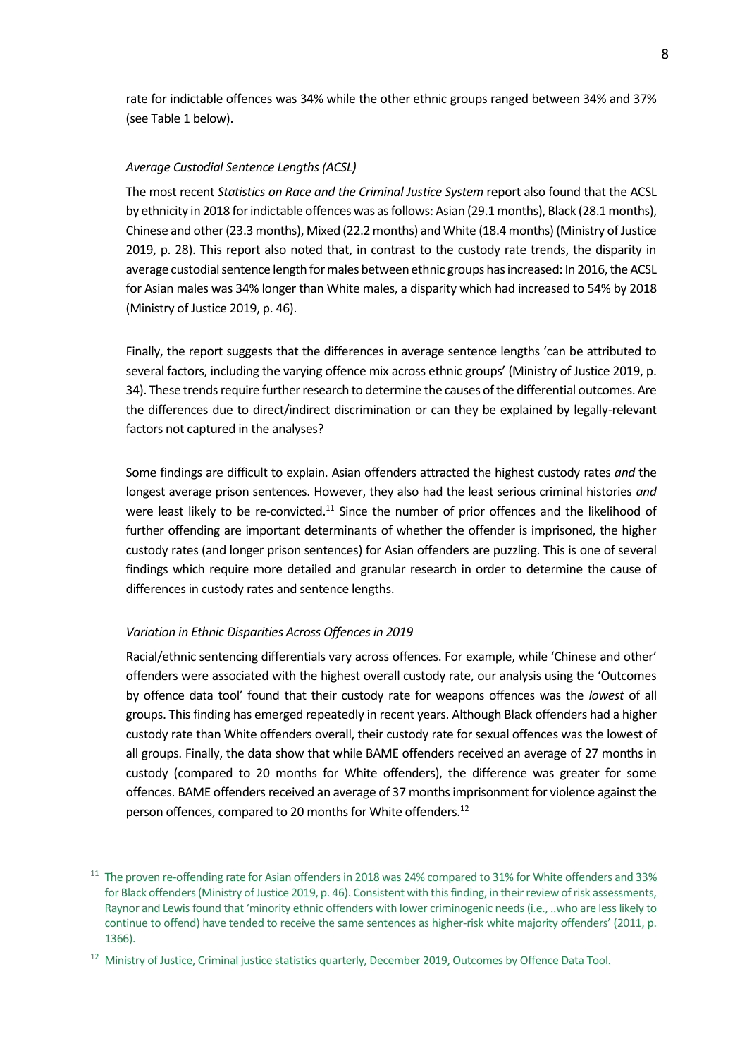rate for indictable offences was 34% while the other ethnic groups ranged between 34% and 37% (see Table 1 below).

*Average Custodial Sentence Lengths (ACSL)*

The most recent *Statistics on Race and the Criminal Justice System* report also found that the ACSL by ethnicity in 2018 for indictable offences was as follows: Asian (29.1 months), Black (28.1 months), Chinese and other (23.3 months), Mixed (22.2 months) and White (18.4 months) (Ministry of Justice 2019, p. 28). This report also noted that, in contrast to the custody rate trends, the disparity in average custodial sentence length for males between ethnic groups has increased: In 2016, the ACSL for Asian males was 34% longer than White males, a disparity which had increased to 54% by 2018 (Ministry of Justice 2019, p. 46).

Finally, the report suggests that the differences in average sentence lengths 'can be attributed to several factors, including the varying offence mix across ethnic groups' (Ministry of Justice 2019, p. 34). These trends require further research to determine the causes of the differential outcomes. Are the differences due to direct/indirect discrimination or can they be explained by legally-relevant factors not captured in the analyses?

Some findings are difficult to explain. Asian offenders attracted the highest custody rates *and* the longest average prison sentences. However, they also had the least serious criminal histories *and* were least likely to be re-convicted.[11] Since the number of prior offences and the likelihood of further offending are important determinants of whether the offender is imprisoned, the higher custody rates (and longer prison sentences) for Asian offenders are puzzling. This is one of several findings which require more detailed and granular research in order to determine the cause of differences in custody rates and sentence lengths.

*Variation in Ethnic Disparities Across Offences in 2019*

Racial/ethnic sentencing differentials vary across offences. For example, while 'Chinese and other' offenders were associated with the highest overall custody rate, our analysis using the 'Outcomes by offence data tool' found that their custody rate for weapons offences was the *lowest* of all groups. This finding has emerged repeatedly in recent years. Although Black offenders had a higher custody rate than White offenders overall, their custody rate for sexual offences was the lowest of all groups. Finally, the data show that while BAME offenders received an average of 27 months in custody (compared to 20 months for White offenders), the difference was greater for some offences. BAME offenders received an average of 37 months imprisonment for violence against the person offences, compared to 20 months for White offenders.[12]

---

[11] The proven re-offending rate for Asian offenders in 2018 was 24% compared to 31% for White offenders and 33% for Black offenders (Ministry of Justice 2019, p. 46). Consistent with this finding, in their review of risk assessments, Raynor and Lewis found that 'minority ethnic offenders with lower criminogenic needs (i.e., ..who are less likely to continue to offend) have tended to receive the same sentences as higher-risk white majority offenders' (2011, p. 1366).

[12] Ministry of Justice, Criminal justice statistics quarterly, December 2019, Outcomes by Offence Data Tool.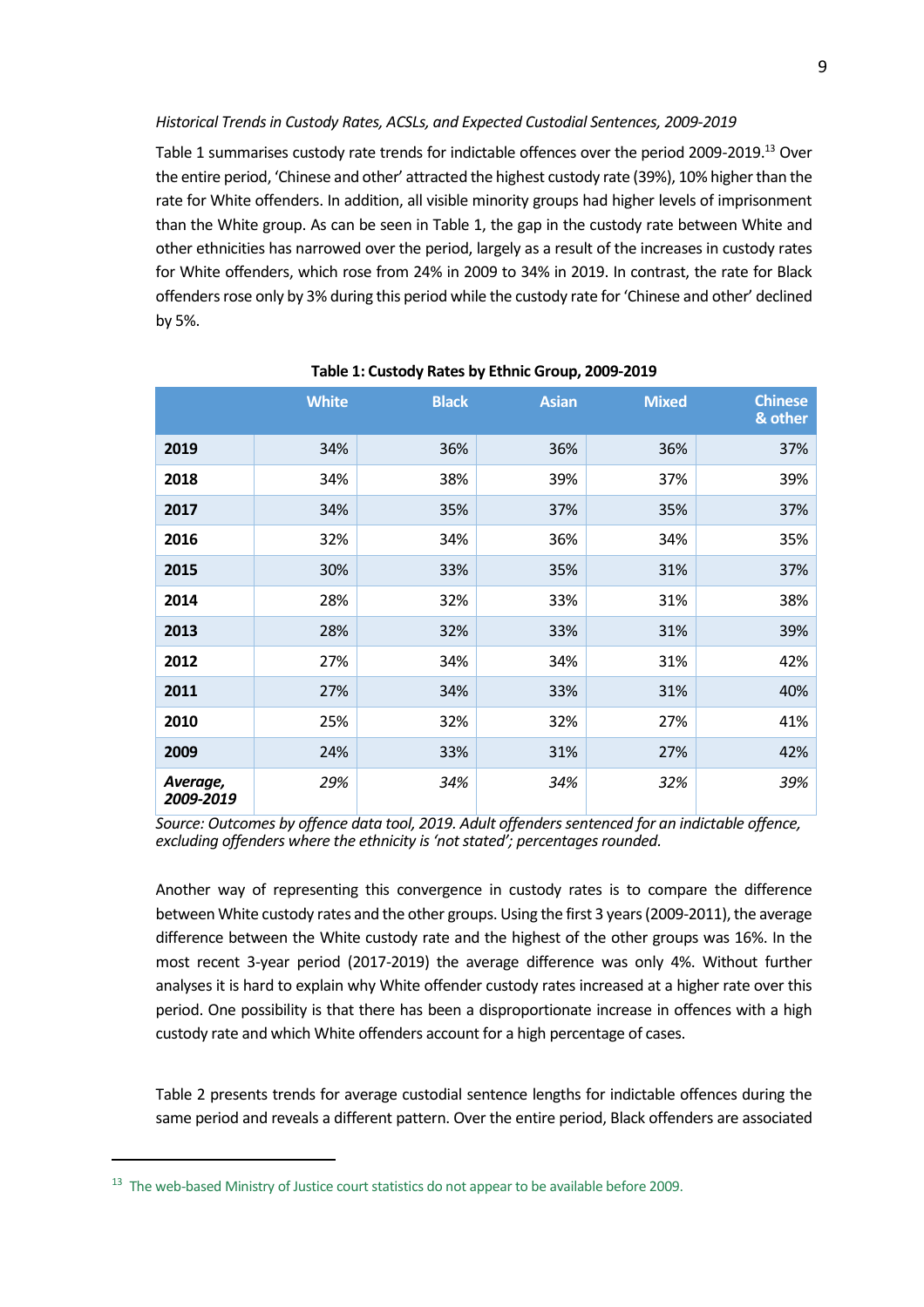*Historical Trends in Custody Rates, ACSLs, and Expected Custodial Sentences, 2009-2019*

Table 1 summarises custody rate trends for indictable offences over the period 2009-2019.[13] Over the entire period, 'Chinese and other' attracted the highest custody rate (39%), 10% higher than the rate for White offenders. In addition, all visible minority groups had higher levels of imprisonment than the White group. As can be seen in Table 1, the gap in the custody rate between White and other ethnicities has narrowed over the period, largely as a result of the increases in custody rates for White offenders, which rose from 24% in 2009 to 34% in 2019. In contrast, the rate for Black offenders rose only by 3% during this period while the custody rate for 'Chinese and other' declined by 5%.

**Table 1: Custody Rates by Ethnic Group, 2009-2019**

| | White | Black | Asian | Mixed | Chinese & other |
|---|---|---|---|---|---|
| **2019** | 34% | 36% | 36% | 36% | 37% |
| **2018** | 34% | 38% | 39% | 37% | 39% |
| **2017** | 34% | 35% | 37% | 35% | 37% |
| **2016** | 32% | 34% | 36% | 34% | 35% |
| **2015** | 30% | 33% | 35% | 31% | 37% |
| **2014** | 28% | 32% | 33% | 31% | 38% |
| **2013** | 28% | 32% | 33% | 31% | 39% |
| **2012** | 27% | 34% | 34% | 31% | 42% |
| **2011** | 27% | 34% | 33% | 31% | 40% |
| **2010** | 25% | 32% | 32% | 27% | 41% |
| **2009** | 24% | 33% | 31% | 27% | 42% |
| ***Average, 2009-2019*** | *29%* | *34%* | *34%* | *32%* | *39%* |

*Source: Outcomes by offence data tool, 2019. Adult offenders sentenced for an indictable offence, excluding offenders where the ethnicity is 'not stated'; percentages rounded.*

Another way of representing this convergence in custody rates is to compare the difference between White custody rates and the other groups. Using the first 3 years (2009-2011), the average difference between the White custody rate and the highest of the other groups was 16%. In the most recent 3-year period (2017-2019) the average difference was only 4%. Without further analyses it is hard to explain why White offender custody rates increased at a higher rate over this period. One possibility is that there has been a disproportionate increase in offences with a high custody rate and which White offenders account for a high percentage of cases.

Table 2 presents trends for average custodial sentence lengths for indictable offences during the same period and reveals a different pattern. Over the entire period, Black offenders are associated

[13] The web-based Ministry of Justice court statistics do not appear to be available before 2009.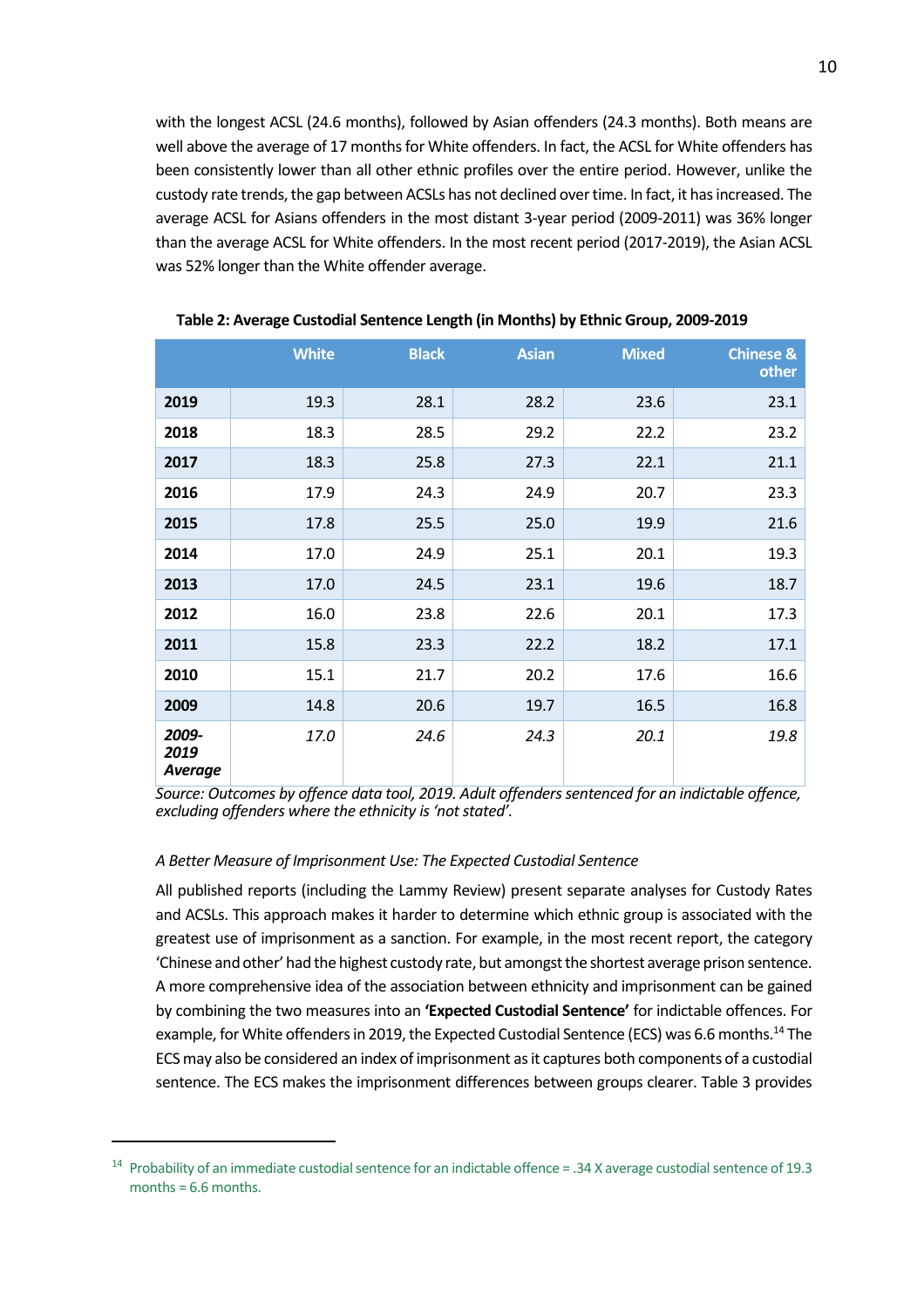with the longest ACSL (24.6 months), followed by Asian offenders (24.3 months). Both means are well above the average of 17 months for White offenders. In fact, the ACSL for White offenders has been consistently lower than all other ethnic profiles over the entire period. However, unlike the custody rate trends, the gap between ACSLs has not declined over time. In fact, it has increased. The average ACSL for Asians offenders in the most distant 3-year period (2009-2011) was 36% longer than the average ACSL for White offenders. In the most recent period (2017-2019), the Asian ACSL was 52% longer than the White offender average.

**Table 2: Average Custodial Sentence Length (in Months) by Ethnic Group, 2009-2019**

| | White | Black | Asian | Mixed | Chinese & other |
|---|---|---|---|---|---|
| **2019** | 19.3 | 28.1 | 28.2 | 23.6 | 23.1 |
| **2018** | 18.3 | 28.5 | 29.2 | 22.2 | 23.2 |
| **2017** | 18.3 | 25.8 | 27.3 | 22.1 | 21.1 |
| **2016** | 17.9 | 24.3 | 24.9 | 20.7 | 23.3 |
| **2015** | 17.8 | 25.5 | 25.0 | 19.9 | 21.6 |
| **2014** | 17.0 | 24.9 | 25.1 | 20.1 | 19.3 |
| **2013** | 17.0 | 24.5 | 23.1 | 19.6 | 18.7 |
| **2012** | 16.0 | 23.8 | 22.6 | 20.1 | 17.3 |
| **2011** | 15.8 | 23.3 | 22.2 | 18.2 | 17.1 |
| **2010** | 15.1 | 21.7 | 20.2 | 17.6 | 16.6 |
| **2009** | 14.8 | 20.6 | 19.7 | 16.5 | 16.8 |
| ***2009-2019 Average*** | *17.0* | *24.6* | *24.3* | *20.1* | *19.8* |

*Source: Outcomes by offence data tool, 2019. Adult offenders sentenced for an indictable offence, excluding offenders where the ethnicity is 'not stated'.*

*A Better Measure of Imprisonment Use: The Expected Custodial Sentence*

All published reports (including the Lammy Review) present separate analyses for Custody Rates and ACSLs. This approach makes it harder to determine which ethnic group is associated with the greatest use of imprisonment as a sanction. For example, in the most recent report, the category 'Chinese and other' had the highest custody rate, but amongst the shortest average prison sentence. A more comprehensive idea of the association between ethnicity and imprisonment can be gained by combining the two measures into an **'Expected Custodial Sentence'** for indictable offences. For example, for White offenders in 2019, the Expected Custodial Sentence (ECS) was 6.6 months.[14] The ECS may also be considered an index of imprisonment as it captures both components of a custodial sentence. The ECS makes the imprisonment differences between groups clearer. Table 3 provides

[14] Probability of an immediate custodial sentence for an indictable offence = .34 X average custodial sentence of 19.3 months = 6.6 months.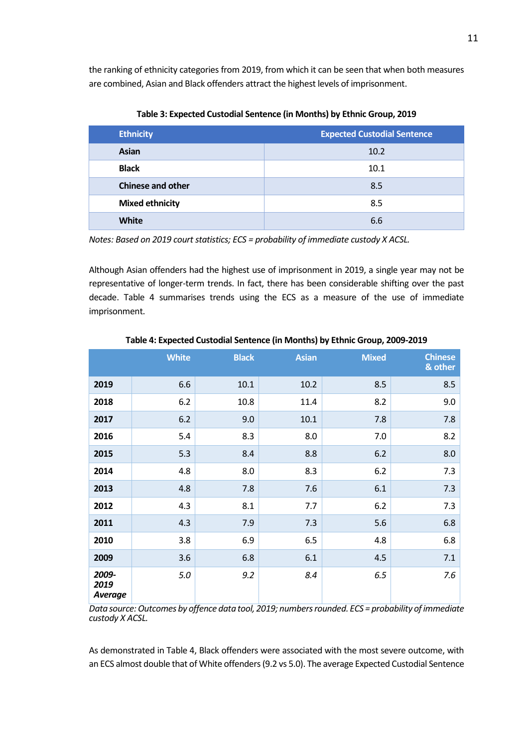the ranking of ethnicity categories from 2019, from which it can be seen that when both measures are combined, Asian and Black offenders attract the highest levels of imprisonment.

**Table 3: Expected Custodial Sentence (in Months) by Ethnic Group, 2019**

| Ethnicity | Expected Custodial Sentence |
|---|---|
| **Asian** | 10.2 |
| **Black** | 10.1 |
| **Chinese and other** | 8.5 |
| **Mixed ethnicity** | 8.5 |
| **White** | 6.6 |

*Notes: Based on 2019 court statistics; ECS = probability of immediate custody X ACSL.*

Although Asian offenders had the highest use of imprisonment in 2019, a single year may not be representative of longer-term trends. In fact, there has been considerable shifting over the past decade. Table 4 summarises trends using the ECS as a measure of the use of immediate imprisonment.

**Table 4: Expected Custodial Sentence (in Months) by Ethnic Group, 2009-2019**

| | White | Black | Asian | Mixed | Chinese & other |
|---|---|---|---|---|---|
| **2019** | 6.6 | 10.1 | 10.2 | 8.5 | 8.5 |
| **2018** | 6.2 | 10.8 | 11.4 | 8.2 | 9.0 |
| **2017** | 6.2 | 9.0 | 10.1 | 7.8 | 7.8 |
| **2016** | 5.4 | 8.3 | 8.0 | 7.0 | 8.2 |
| **2015** | 5.3 | 8.4 | 8.8 | 6.2 | 8.0 |
| **2014** | 4.8 | 8.0 | 8.3 | 6.2 | 7.3 |
| **2013** | 4.8 | 7.8 | 7.6 | 6.1 | 7.3 |
| **2012** | 4.3 | 8.1 | 7.7 | 6.2 | 7.3 |
| **2011** | 4.3 | 7.9 | 7.3 | 5.6 | 6.8 |
| **2010** | 3.8 | 6.9 | 6.5 | 4.8 | 6.8 |
| **2009** | 3.6 | 6.8 | 6.1 | 4.5 | 7.1 |
| ***2009-2019 Average*** | *5.0* | *9.2* | *8.4* | *6.5* | *7.6* |

*Data source: Outcomes by offence data tool, 2019; numbers rounded. ECS = probability of immediate custody X ACSL.*

As demonstrated in Table 4, Black offenders were associated with the most severe outcome, with an ECS almost double that of White offenders (9.2 vs 5.0). The average Expected Custodial Sentence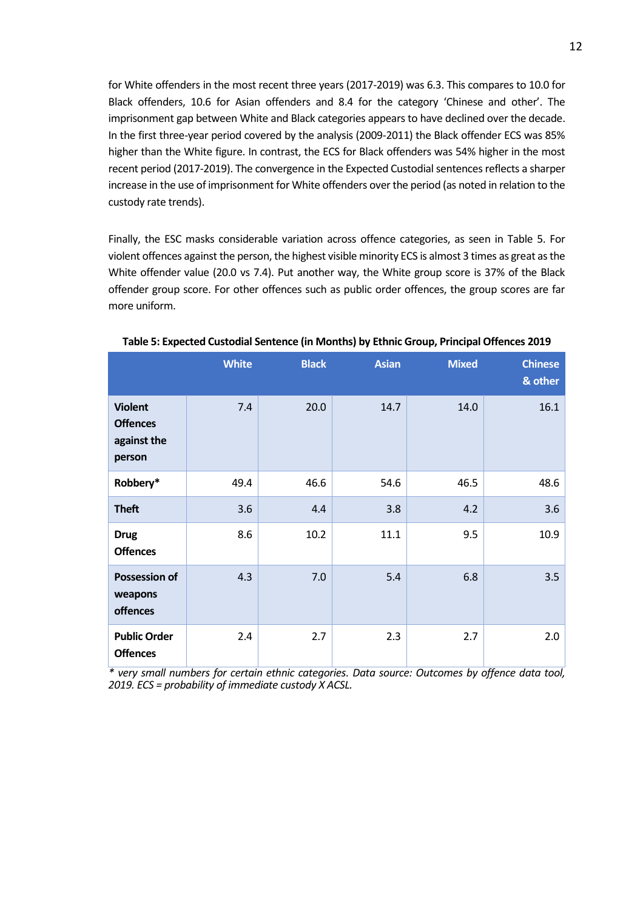for White offenders in the most recent three years (2017-2019) was 6.3. This compares to 10.0 for Black offenders, 10.6 for Asian offenders and 8.4 for the category 'Chinese and other'. The imprisonment gap between White and Black categories appears to have declined over the decade. In the first three-year period covered by the analysis (2009-2011) the Black offender ECS was 85% higher than the White figure. In contrast, the ECS for Black offenders was 54% higher in the most recent period (2017-2019). The convergence in the Expected Custodial sentences reflects a sharper increase in the use of imprisonment for White offenders over the period (as noted in relation to the custody rate trends).

Finally, the ESC masks considerable variation across offence categories, as seen in Table 5. For violent offences against the person, the highest visible minority ECS is almost 3 times as great as the White offender value (20.0 vs 7.4). Put another way, the White group score is 37% of the Black offender group score. For other offences such as public order offences, the group scores are far more uniform.

**Table 5: Expected Custodial Sentence (in Months) by Ethnic Group, Principal Offences 2019**

| | White | Black | Asian | Mixed | Chinese & other |
|---|---|---|---|---|---|
| **Violent Offences against the person** | 7.4 | 20.0 | 14.7 | 14.0 | 16.1 |
| **Robbery*** | 49.4 | 46.6 | 54.6 | 46.5 | 48.6 |
| **Theft** | 3.6 | 4.4 | 3.8 | 4.2 | 3.6 |
| **Drug Offences** | 8.6 | 10.2 | 11.1 | 9.5 | 10.9 |
| **Possession of weapons offences** | 4.3 | 7.0 | 5.4 | 6.8 | 3.5 |
| **Public Order Offences** | 2.4 | 2.7 | 2.3 | 2.7 | 2.0 |

*\* very small numbers for certain ethnic categories. Data source: Outcomes by offence data tool, 2019. ECS = probability of immediate custody X ACSL.*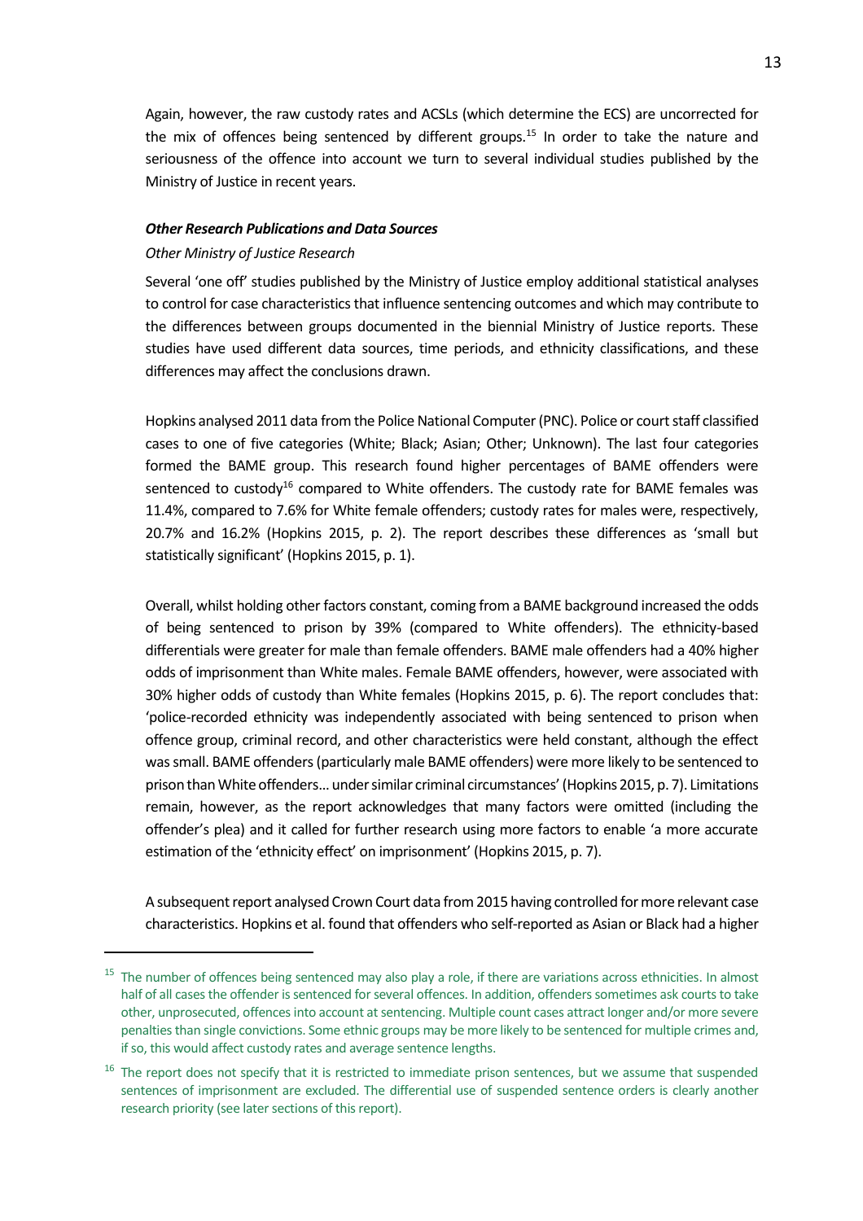Again, however, the raw custody rates and ACSLs (which determine the ECS) are uncorrected for the mix of offences being sentenced by different groups.[15] In order to take the nature and seriousness of the offence into account we turn to several individual studies published by the Ministry of Justice in recent years.

### ***Other Research Publications and Data Sources***

*Other Ministry of Justice Research*

Several 'one off' studies published by the Ministry of Justice employ additional statistical analyses to control for case characteristics that influence sentencing outcomes and which may contribute to the differences between groups documented in the biennial Ministry of Justice reports. These studies have used different data sources, time periods, and ethnicity classifications, and these differences may affect the conclusions drawn.

Hopkins analysed 2011 data from the Police National Computer (PNC). Police or court staff classified cases to one of five categories (White; Black; Asian; Other; Unknown). The last four categories formed the BAME group. This research found higher percentages of BAME offenders were sentenced to custody[16] compared to White offenders. The custody rate for BAME females was 11.4%, compared to 7.6% for White female offenders; custody rates for males were, respectively, 20.7% and 16.2% (Hopkins 2015, p. 2). The report describes these differences as 'small but statistically significant' (Hopkins 2015, p. 1).

Overall, whilst holding other factors constant, coming from a BAME background increased the odds of being sentenced to prison by 39% (compared to White offenders). The ethnicity-based differentials were greater for male than female offenders. BAME male offenders had a 40% higher odds of imprisonment than White males. Female BAME offenders, however, were associated with 30% higher odds of custody than White females (Hopkins 2015, p. 6). The report concludes that: 'police-recorded ethnicity was independently associated with being sentenced to prison when offence group, criminal record, and other characteristics were held constant, although the effect was small. BAME offenders (particularly male BAME offenders) were more likely to be sentenced to prison than White offenders… under similar criminal circumstances' (Hopkins 2015, p. 7). Limitations remain, however, as the report acknowledges that many factors were omitted (including the offender's plea) and it called for further research using more factors to enable 'a more accurate estimation of the 'ethnicity effect' on imprisonment' (Hopkins 2015, p. 7).

A subsequent report analysed Crown Court data from 2015 having controlled for more relevant case characteristics. Hopkins et al. found that offenders who self-reported as Asian or Black had a higher

---

[15] The number of offences being sentenced may also play a role, if there are variations across ethnicities. In almost half of all cases the offender is sentenced for several offences. In addition, offenders sometimes ask courts to take other, unprosecuted, offences into account at sentencing. Multiple count cases attract longer and/or more severe penalties than single convictions. Some ethnic groups may be more likely to be sentenced for multiple crimes and, if so, this would affect custody rates and average sentence lengths.

[16] The report does not specify that it is restricted to immediate prison sentences, but we assume that suspended sentences of imprisonment are excluded. The differential use of suspended sentence orders is clearly another research priority (see later sections of this report).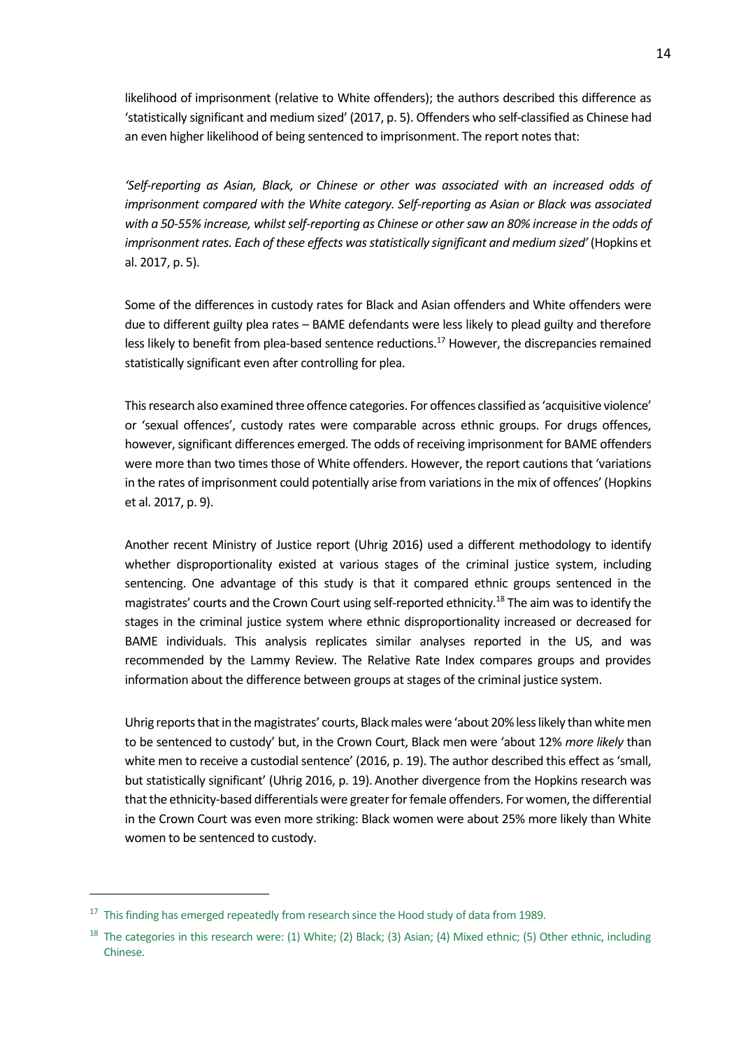likelihood of imprisonment (relative to White offenders); the authors described this difference as 'statistically significant and medium sized' (2017, p. 5). Offenders who self-classified as Chinese had an even higher likelihood of being sentenced to imprisonment. The report notes that:

*'Self-reporting as Asian, Black, or Chinese or other was associated with an increased odds of imprisonment compared with the White category. Self-reporting as Asian or Black was associated with a 50-55% increase, whilst self-reporting as Chinese or other saw an 80% increase in the odds of imprisonment rates. Each of these effects was statistically significant and medium sized'* (Hopkins et al. 2017, p. 5).

Some of the differences in custody rates for Black and Asian offenders and White offenders were due to different guilty plea rates – BAME defendants were less likely to plead guilty and therefore less likely to benefit from plea-based sentence reductions.[17] However, the discrepancies remained statistically significant even after controlling for plea.

This research also examined three offence categories. For offences classified as 'acquisitive violence' or 'sexual offences', custody rates were comparable across ethnic groups. For drugs offences, however, significant differences emerged. The odds of receiving imprisonment for BAME offenders were more than two times those of White offenders. However, the report cautions that 'variations in the rates of imprisonment could potentially arise from variations in the mix of offences' (Hopkins et al. 2017, p. 9).

Another recent Ministry of Justice report (Uhrig 2016) used a different methodology to identify whether disproportionality existed at various stages of the criminal justice system, including sentencing. One advantage of this study is that it compared ethnic groups sentenced in the magistrates' courts and the Crown Court using self-reported ethnicity.[18] The aim was to identify the stages in the criminal justice system where ethnic disproportionality increased or decreased for BAME individuals. This analysis replicates similar analyses reported in the US, and was recommended by the Lammy Review. The Relative Rate Index compares groups and provides information about the difference between groups at stages of the criminal justice system.

Uhrig reports that in the magistrates' courts, Black males were 'about 20% less likely than white men to be sentenced to custody' but, in the Crown Court, Black men were 'about 12% *more likely* than white men to receive a custodial sentence' (2016, p. 19). The author described this effect as 'small, but statistically significant' (Uhrig 2016, p. 19). Another divergence from the Hopkins research was that the ethnicity-based differentials were greater for female offenders. For women, the differential in the Crown Court was even more striking: Black women were about 25% more likely than White women to be sentenced to custody.

---

[17] This finding has emerged repeatedly from research since the Hood study of data from 1989.

[18] The categories in this research were: (1) White; (2) Black; (3) Asian; (4) Mixed ethnic; (5) Other ethnic, including Chinese.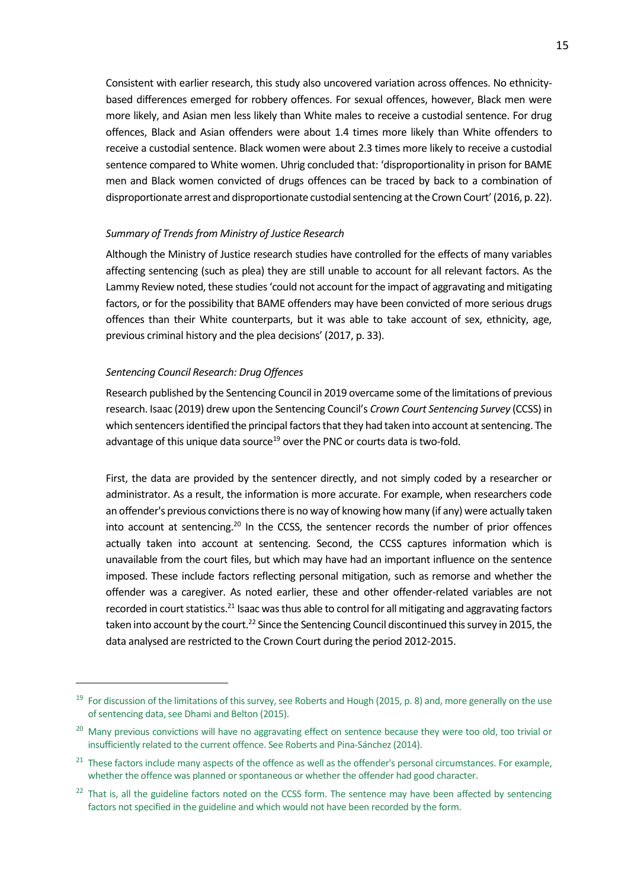Consistent with earlier research, this study also uncovered variation across offences. No ethnicity-based differences emerged for robbery offences. For sexual offences, however, Black men were more likely, and Asian men less likely than White males to receive a custodial sentence. For drug offences, Black and Asian offenders were about 1.4 times more likely than White offenders to receive a custodial sentence. Black women were about 2.3 times more likely to receive a custodial sentence compared to White women. Uhrig concluded that: 'disproportionality in prison for BAME men and Black women convicted of drugs offences can be traced by back to a combination of disproportionate arrest and disproportionate custodial sentencing at the Crown Court' (2016, p. 22).

*Summary of Trends from Ministry of Justice Research*

Although the Ministry of Justice research studies have controlled for the effects of many variables affecting sentencing (such as plea) they are still unable to account for all relevant factors. As the Lammy Review noted, these studies 'could not account for the impact of aggravating and mitigating factors, or for the possibility that BAME offenders may have been convicted of more serious drugs offences than their White counterparts, but it was able to take account of sex, ethnicity, age, previous criminal history and the plea decisions' (2017, p. 33).

*Sentencing Council Research: Drug Offences*

Research published by the Sentencing Council in 2019 overcame some of the limitations of previous research. Isaac (2019) drew upon the Sentencing Council's *Crown Court Sentencing Survey* (CCSS) in which sentencers identified the principal factors that they had taken into account at sentencing. The advantage of this unique data source[19] over the PNC or courts data is two-fold.

First, the data are provided by the sentencer directly, and not simply coded by a researcher or administrator. As a result, the information is more accurate. For example, when researchers code an offender's previous convictions there is no way of knowing how many (if any) were actually taken into account at sentencing.[20] In the CCSS, the sentencer records the number of prior offences actually taken into account at sentencing. Second, the CCSS captures information which is unavailable from the court files, but which may have had an important influence on the sentence imposed. These include factors reflecting personal mitigation, such as remorse and whether the offender was a caregiver. As noted earlier, these and other offender-related variables are not recorded in court statistics.[21] Isaac was thus able to control for all mitigating and aggravating factors taken into account by the court.[22] Since the Sentencing Council discontinued this survey in 2015, the data analysed are restricted to the Crown Court during the period 2012-2015.

---

[19] For discussion of the limitations of this survey, see Roberts and Hough (2015, p. 8) and, more generally on the use of sentencing data, see Dhami and Belton (2015).

[20] Many previous convictions will have no aggravating effect on sentence because they were too old, too trivial or insufficiently related to the current offence. See Roberts and Pina-Sánchez (2014).

[21] These factors include many aspects of the offence as well as the offender's personal circumstances. For example, whether the offence was planned or spontaneous or whether the offender had good character.

[22] That is, all the guideline factors noted on the CCSS form. The sentence may have been affected by sentencing factors not specified in the guideline and which would not have been recorded by the form.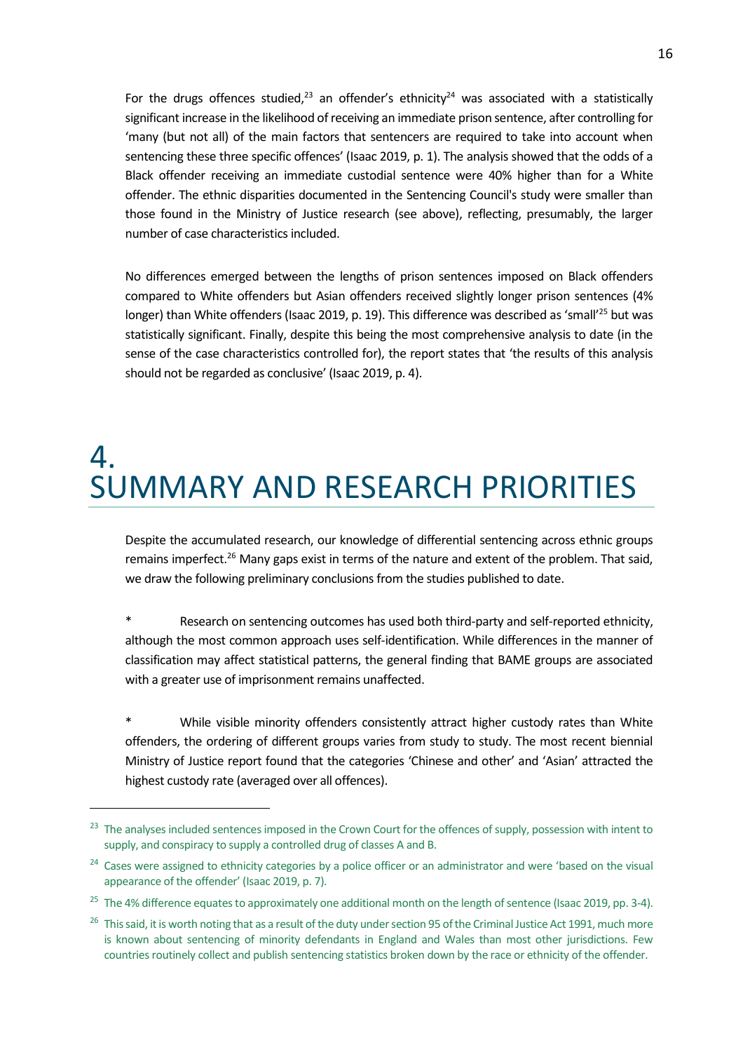For the drugs offences studied,[23] an offender's ethnicity[24] was associated with a statistically significant increase in the likelihood of receiving an immediate prison sentence, after controlling for 'many (but not all) of the main factors that sentencers are required to take into account when sentencing these three specific offences' (Isaac 2019, p. 1). The analysis showed that the odds of a Black offender receiving an immediate custodial sentence were 40% higher than for a White offender. The ethnic disparities documented in the Sentencing Council's study were smaller than those found in the Ministry of Justice research (see above), reflecting, presumably, the larger number of case characteristics included.

No differences emerged between the lengths of prison sentences imposed on Black offenders compared to White offenders but Asian offenders received slightly longer prison sentences (4% longer) than White offenders (Isaac 2019, p. 19). This difference was described as 'small'[25] but was statistically significant. Finally, despite this being the most comprehensive analysis to date (in the sense of the case characteristics controlled for), the report states that 'the results of this analysis should not be regarded as conclusive' (Isaac 2019, p. 4).

# 4. SUMMARY AND RESEARCH PRIORITIES

Despite the accumulated research, our knowledge of differential sentencing across ethnic groups remains imperfect.[26] Many gaps exist in terms of the nature and extent of the problem. That said, we draw the following preliminary conclusions from the studies published to date.

* Research on sentencing outcomes has used both third-party and self-reported ethnicity, although the most common approach uses self-identification. While differences in the manner of classification may affect statistical patterns, the general finding that BAME groups are associated with a greater use of imprisonment remains unaffected.

* While visible minority offenders consistently attract higher custody rates than White offenders, the ordering of different groups varies from study to study. The most recent biennial Ministry of Justice report found that the categories 'Chinese and other' and 'Asian' attracted the highest custody rate (averaged over all offences).

---

[23] The analyses included sentences imposed in the Crown Court for the offences of supply, possession with intent to supply, and conspiracy to supply a controlled drug of classes A and B.

[24] Cases were assigned to ethnicity categories by a police officer or an administrator and were 'based on the visual appearance of the offender' (Isaac 2019, p. 7).

[25] The 4% difference equates to approximately one additional month on the length of sentence (Isaac 2019, pp. 3-4).

[26] This said, it is worth noting that as a result of the duty under section 95 of the Criminal Justice Act 1991, much more is known about sentencing of minority defendants in England and Wales than most other jurisdictions. Few countries routinely collect and publish sentencing statistics broken down by the race or ethnicity of the offender.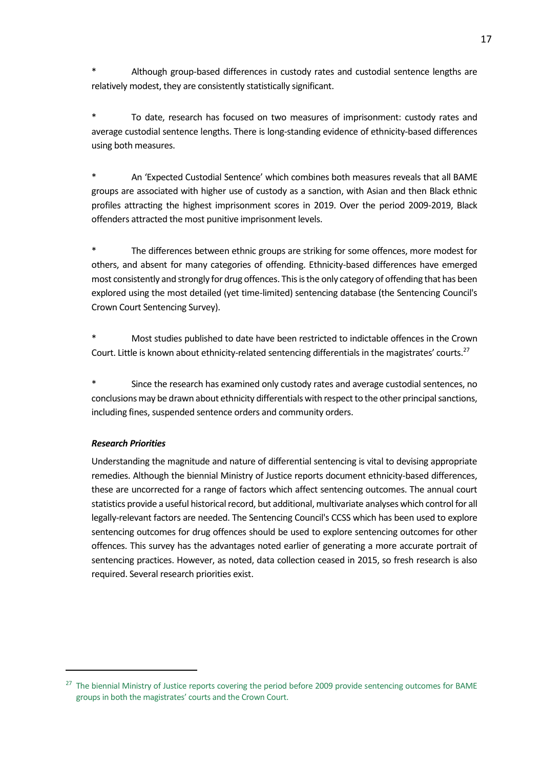* Although group-based differences in custody rates and custodial sentence lengths are relatively modest, they are consistently statistically significant.

* To date, research has focused on two measures of imprisonment: custody rates and average custodial sentence lengths. There is long-standing evidence of ethnicity-based differences using both measures.

* An 'Expected Custodial Sentence' which combines both measures reveals that all BAME groups are associated with higher use of custody as a sanction, with Asian and then Black ethnic profiles attracting the highest imprisonment scores in 2019. Over the period 2009-2019, Black offenders attracted the most punitive imprisonment levels.

* The differences between ethnic groups are striking for some offences, more modest for others, and absent for many categories of offending. Ethnicity-based differences have emerged most consistently and strongly for drug offences. This is the only category of offending that has been explored using the most detailed (yet time-limited) sentencing database (the Sentencing Council's Crown Court Sentencing Survey).

* Most studies published to date have been restricted to indictable offences in the Crown Court. Little is known about ethnicity-related sentencing differentials in the magistrates' courts.[27]

* Since the research has examined only custody rates and average custodial sentences, no conclusions may be drawn about ethnicity differentials with respect to the other principal sanctions, including fines, suspended sentence orders and community orders.

***Research Priorities***

Understanding the magnitude and nature of differential sentencing is vital to devising appropriate remedies. Although the biennial Ministry of Justice reports document ethnicity-based differences, these are uncorrected for a range of factors which affect sentencing outcomes. The annual court statistics provide a useful historical record, but additional, multivariate analyses which control for all legally-relevant factors are needed. The Sentencing Council's CCSS which has been used to explore sentencing outcomes for drug offences should be used to explore sentencing outcomes for other offences. This survey has the advantages noted earlier of generating a more accurate portrait of sentencing practices. However, as noted, data collection ceased in 2015, so fresh research is also required. Several research priorities exist.

---

[27] The biennial Ministry of Justice reports covering the period before 2009 provide sentencing outcomes for BAME groups in both the magistrates' courts and the Crown Court.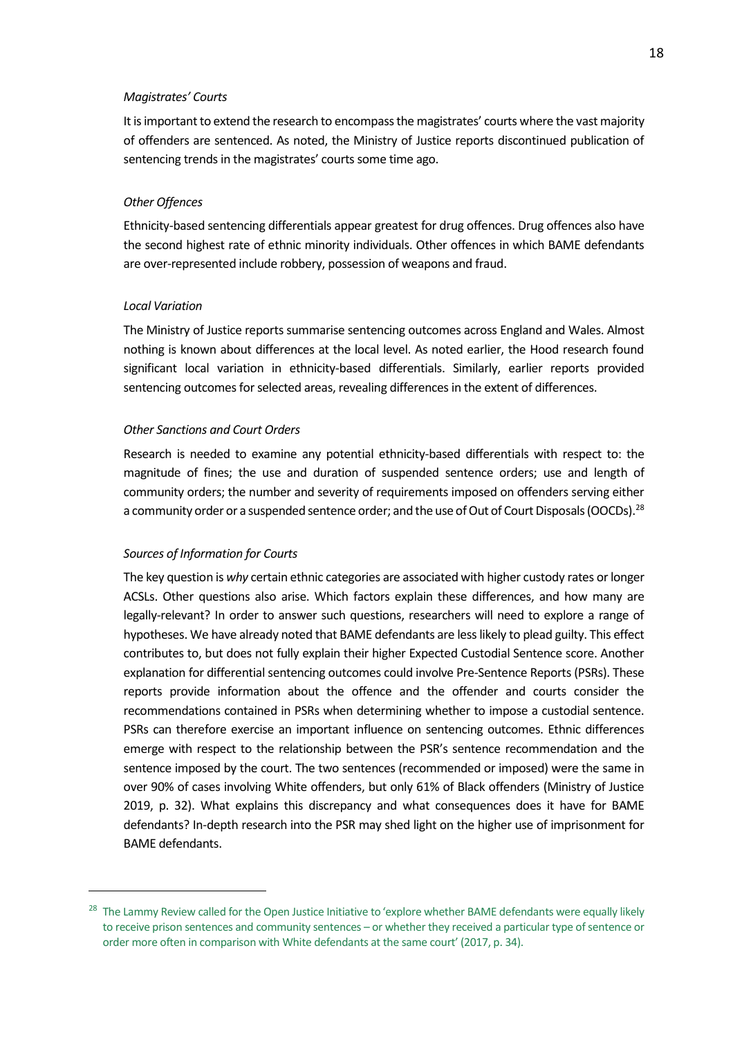*Magistrates' Courts*

It is important to extend the research to encompass the magistrates' courts where the vast majority of offenders are sentenced. As noted, the Ministry of Justice reports discontinued publication of sentencing trends in the magistrates' courts some time ago.

*Other Offences*

Ethnicity-based sentencing differentials appear greatest for drug offences. Drug offences also have the second highest rate of ethnic minority individuals. Other offences in which BAME defendants are over-represented include robbery, possession of weapons and fraud.

*Local Variation*

The Ministry of Justice reports summarise sentencing outcomes across England and Wales. Almost nothing is known about differences at the local level. As noted earlier, the Hood research found significant local variation in ethnicity-based differentials. Similarly, earlier reports provided sentencing outcomes for selected areas, revealing differences in the extent of differences.

*Other Sanctions and Court Orders*

Research is needed to examine any potential ethnicity-based differentials with respect to: the magnitude of fines; the use and duration of suspended sentence orders; use and length of community orders; the number and severity of requirements imposed on offenders serving either a community order or a suspended sentence order; and the use of Out of Court Disposals (OOCDs).[28]

*Sources of Information for Courts*

The key question is *why* certain ethnic categories are associated with higher custody rates or longer ACSLs. Other questions also arise. Which factors explain these differences, and how many are legally-relevant? In order to answer such questions, researchers will need to explore a range of hypotheses. We have already noted that BAME defendants are less likely to plead guilty. This effect contributes to, but does not fully explain their higher Expected Custodial Sentence score. Another explanation for differential sentencing outcomes could involve Pre-Sentence Reports (PSRs). These reports provide information about the offence and the offender and courts consider the recommendations contained in PSRs when determining whether to impose a custodial sentence. PSRs can therefore exercise an important influence on sentencing outcomes. Ethnic differences emerge with respect to the relationship between the PSR's sentence recommendation and the sentence imposed by the court. The two sentences (recommended or imposed) were the same in over 90% of cases involving White offenders, but only 61% of Black offenders (Ministry of Justice 2019, p. 32). What explains this discrepancy and what consequences does it have for BAME defendants? In-depth research into the PSR may shed light on the higher use of imprisonment for BAME defendants.

---

[28] The Lammy Review called for the Open Justice Initiative to 'explore whether BAME defendants were equally likely to receive prison sentences and community sentences – or whether they received a particular type of sentence or order more often in comparison with White defendants at the same court' (2017, p. 34).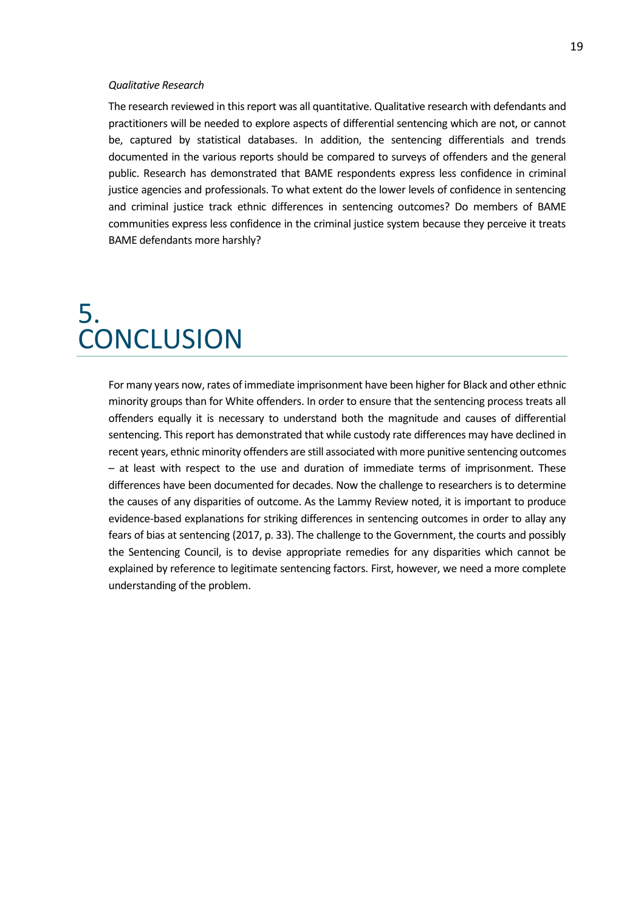*Qualitative Research*

The research reviewed in this report was all quantitative. Qualitative research with defendants and practitioners will be needed to explore aspects of differential sentencing which are not, or cannot be, captured by statistical databases. In addition, the sentencing differentials and trends documented in the various reports should be compared to surveys of offenders and the general public. Research has demonstrated that BAME respondents express less confidence in criminal justice agencies and professionals. To what extent do the lower levels of confidence in sentencing and criminal justice track ethnic differences in sentencing outcomes? Do members of BAME communities express less confidence in the criminal justice system because they perceive it treats BAME defendants more harshly?

# 5. CONCLUSION

For many years now, rates of immediate imprisonment have been higher for Black and other ethnic minority groups than for White offenders. In order to ensure that the sentencing process treats all offenders equally it is necessary to understand both the magnitude and causes of differential sentencing. This report has demonstrated that while custody rate differences may have declined in recent years, ethnic minority offenders are still associated with more punitive sentencing outcomes – at least with respect to the use and duration of immediate terms of imprisonment. These differences have been documented for decades. Now the challenge to researchers is to determine the causes of any disparities of outcome. As the Lammy Review noted, it is important to produce evidence-based explanations for striking differences in sentencing outcomes in order to allay any fears of bias at sentencing (2017, p. 33). The challenge to the Government, the courts and possibly the Sentencing Council, is to devise appropriate remedies for any disparities which cannot be explained by reference to legitimate sentencing factors. First, however, we need a more complete understanding of the problem.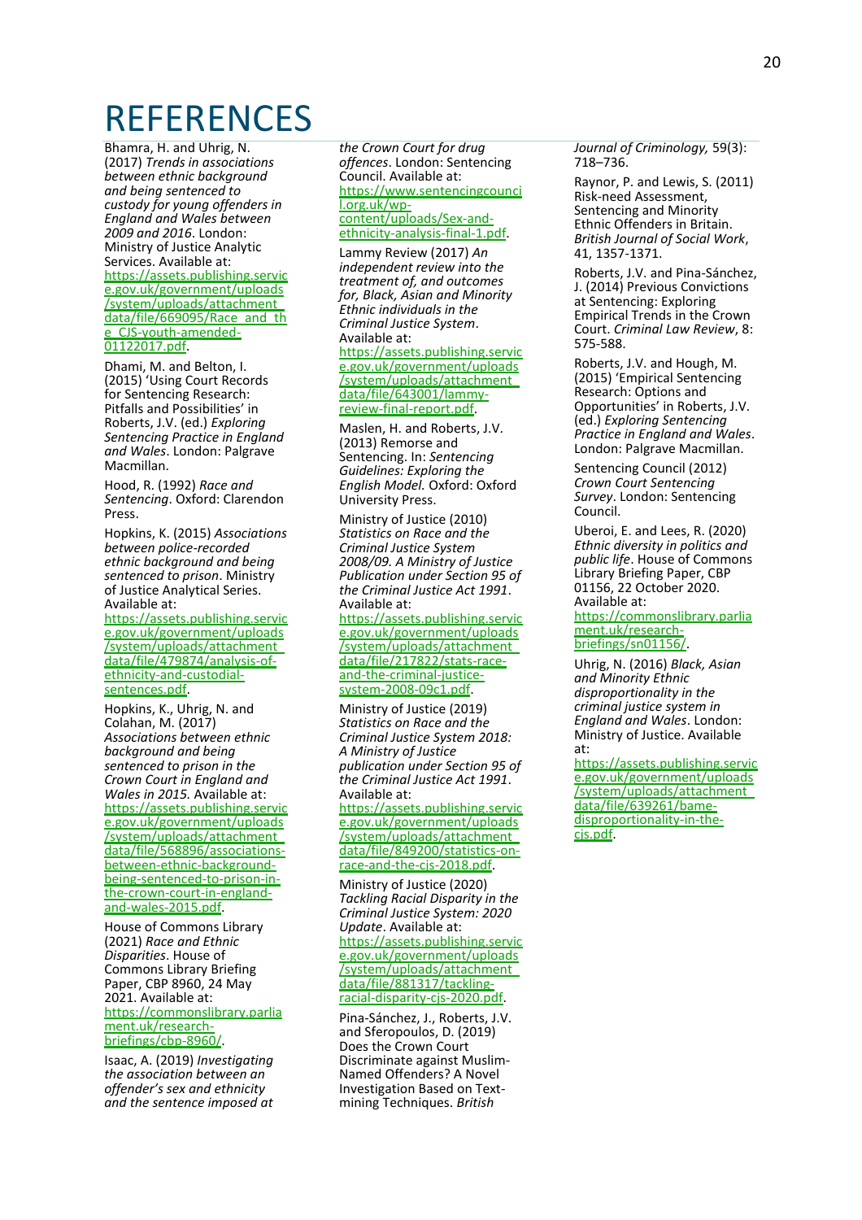# REFERENCES

Bhamra, H. and Uhrig, N. (2017) *Trends in associations between ethnic background and being sentenced to custody for young offenders in England and Wales between 2009 and 2016*. London: Ministry of Justice Analytic Services. Available at: https://assets.publishing.service.gov.uk/government/uploads/system/uploads/attachment_data/file/669095/Race_and_the_CJS-youth-amended-01122017.pdf.

Dhami, M. and Belton, I. (2015) 'Using Court Records for Sentencing Research: Pitfalls and Possibilities' in Roberts, J.V. (ed.) *Exploring Sentencing Practice in England and Wales*. London: Palgrave Macmillan.

Hood, R. (1992) *Race and Sentencing*. Oxford: Clarendon Press.

Hopkins, K. (2015) *Associations between police-recorded ethnic background and being sentenced to prison*. Ministry of Justice Analytical Series. Available at: https://assets.publishing.service.gov.uk/government/uploads/system/uploads/attachment_data/file/479874/analysis-of-ethnicity-and-custodial-sentences.pdf.

Hopkins, K., Uhrig, N. and Colahan, M. (2017) *Associations between ethnic background and being sentenced to prison in the Crown Court in England and Wales in 2015.* Available at: https://assets.publishing.service.gov.uk/government/uploads/system/uploads/attachment_data/file/568896/associations-between-ethnic-background-being-sentenced-to-prison-in-the-crown-court-in-england-and-wales-2015.pdf.

House of Commons Library (2021) *Race and Ethnic Disparities*. House of Commons Library Briefing Paper, CBP 8960, 24 May 2021. Available at: https://commonslibrary.parliament.uk/research-briefings/cbp-8960/.

Isaac, A. (2019) *Investigating the association between an offender's sex and ethnicity and the sentence imposed at the Crown Court for drug offences*. London: Sentencing Council. Available at: https://www.sentencingcouncil.org.uk/wp-content/uploads/Sex-and-ethnicity-analysis-final-1.pdf.

Lammy Review (2017) *An independent review into the treatment of, and outcomes for, Black, Asian and Minority Ethnic individuals in the Criminal Justice System*. Available at: https://assets.publishing.service.gov.uk/government/uploads/system/uploads/attachment_data/file/643001/lammy-review-final-report.pdf.

Maslen, H. and Roberts, J.V. (2013) Remorse and Sentencing. In: *Sentencing Guidelines: Exploring the English Model.* Oxford: Oxford University Press.

Ministry of Justice (2010) *Statistics on Race and the Criminal Justice System 2008/09. A Ministry of Justice Publication under Section 95 of the Criminal Justice Act 1991*. Available at: https://assets.publishing.service.gov.uk/government/uploads/system/uploads/attachment_data/file/217822/stats-race-and-the-criminal-justice-system-2008-09c1.pdf.

Ministry of Justice (2019) *Statistics on Race and the Criminal Justice System 2018: A Ministry of Justice publication under Section 95 of the Criminal Justice Act 1991*. Available at: https://assets.publishing.service.gov.uk/government/uploads/system/uploads/attachment_data/file/849200/statistics-on-race-and-the-cjs-2018.pdf.

Ministry of Justice (2020) *Tackling Racial Disparity in the Criminal Justice System: 2020 Update*. Available at: https://assets.publishing.service.gov.uk/government/uploads/system/uploads/attachment_data/file/881317/tackling-racial-disparity-cjs-2020.pdf.

Pina-Sánchez, J., Roberts, J.V. and Sferopoulos, D. (2019) Does the Crown Court Discriminate against Muslim-Named Offenders? A Novel Investigation Based on Text-mining Techniques. *British Journal of Criminology,* 59(3): 718–736.

Raynor, P. and Lewis, S. (2011) Risk-need Assessment, Sentencing and Minority Ethnic Offenders in Britain. *British Journal of Social Work*, 41, 1357-1371.

Roberts, J.V. and Pina-Sánchez, J. (2014) Previous Convictions at Sentencing: Exploring Empirical Trends in the Crown Court. *Criminal Law Review*, 8: 575-588.

Roberts, J.V. and Hough, M. (2015) 'Empirical Sentencing Research: Options and Opportunities' in Roberts, J.V. (ed.) *Exploring Sentencing Practice in England and Wales*. London: Palgrave Macmillan.

Sentencing Council (2012) *Crown Court Sentencing Survey*. London: Sentencing Council.

Uberoi, E. and Lees, R. (2020) *Ethnic diversity in politics and public life*. House of Commons Library Briefing Paper, CBP 01156, 22 October 2020. Available at: https://commonslibrary.parliament.uk/research-briefings/sn01156/.

Uhrig, N. (2016) *Black, Asian and Minority Ethnic disproportionality in the criminal justice system in England and Wales*. London: Ministry of Justice. Available at: https://assets.publishing.service.gov.uk/government/uploads/system/uploads/attachment_data/file/639261/bame-disproportionality-in-the-cjs.pdf.